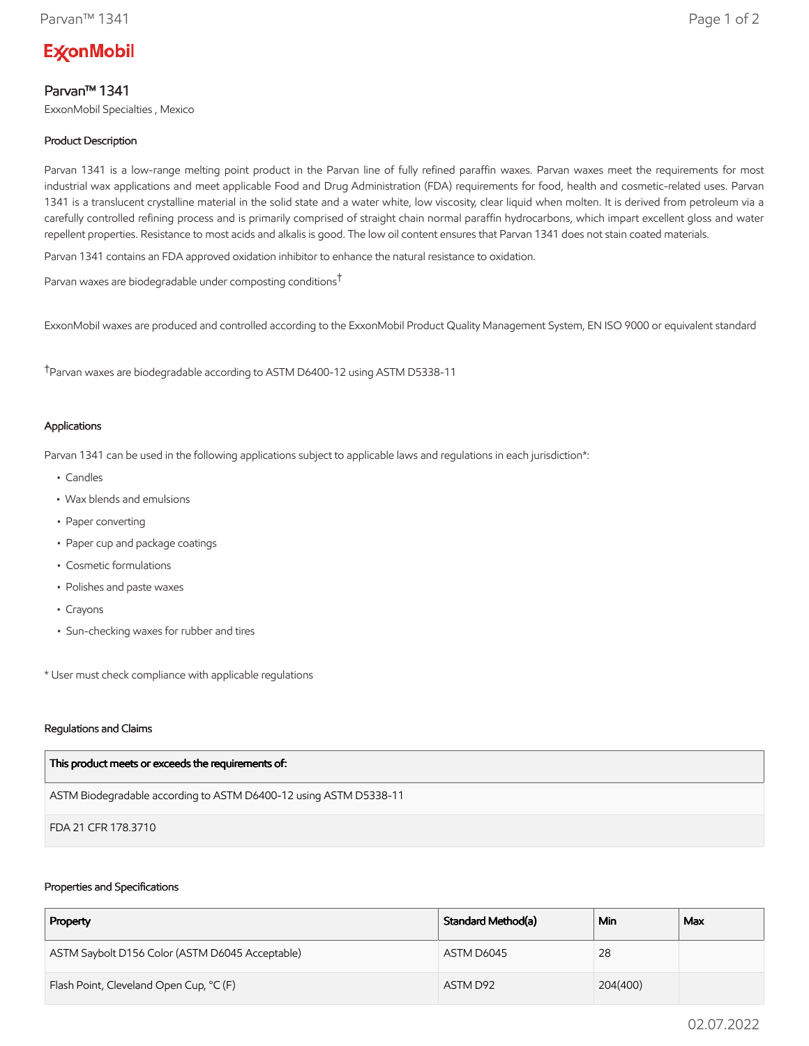# Parvan™ 1341

ExxonMobil Specialties , Mexico

### Product Description

Parvan 1341 is a low-range melting point product in the Parvan line of fully refined paraffin waxes. Parvan waxes meet the requirements for most industrial wax applications and meet applicable Food and Drug Administration (FDA) requirements for food, health and cosmetic-related uses. Parvan 1341 is a translucent crystalline material in the solid state and a water white, low viscosity, clear liquid when molten. It is derived from petroleum via a carefully controlled refining process and is primarily comprised of straight chain normal paraffin hydrocarbons, which impart excellent gloss and water repellent properties. Resistance to most acids and alkalis is good. The low oil content ensures that Parvan 1341 does not stain coated materials.

Parvan 1341 contains an FDA approved oxidation inhibitor to enhance the natural resistance to oxidation.

Parvan waxes are biodegradable under composting conditions†

ExxonMobil waxes are produced and controlled according to the ExxonMobil Product Quality Management System, EN ISO 9000 or equivalent standard

†Parvan waxes are biodegradable according to ASTM D6400-12 using ASTM D5338-11

### Applications

Parvan 1341 can be used in the following applications subject to applicable laws and regulations in each jurisdiction*:

- Candles
- Wax blends and emulsions
- Paper converting
- Paper cup and package coatings
- Cosmetic formulations
- Polishes and paste waxes
- Crayons
- Sun-checking waxes for rubber and tires

* User must check compliance with applicable regulations

### Regulations and Claims

| This product meets or exceeds the requirements of: |
|---|
| ASTM Biodegradable according to ASTM D6400-12 using ASTM D5338-11 |
| FDA 21 CFR 178.3710 |

### Properties and Specifications

| Property | Standard Method(a) | Min | Max |
|---|---|---|---|
| ASTM Saybolt D156 Color (ASTM D6045 Acceptable) | ASTM D6045 | 28 | |
| Flash Point, Cleveland Open Cup, °C (F) | ASTM D92 | 204(400) | |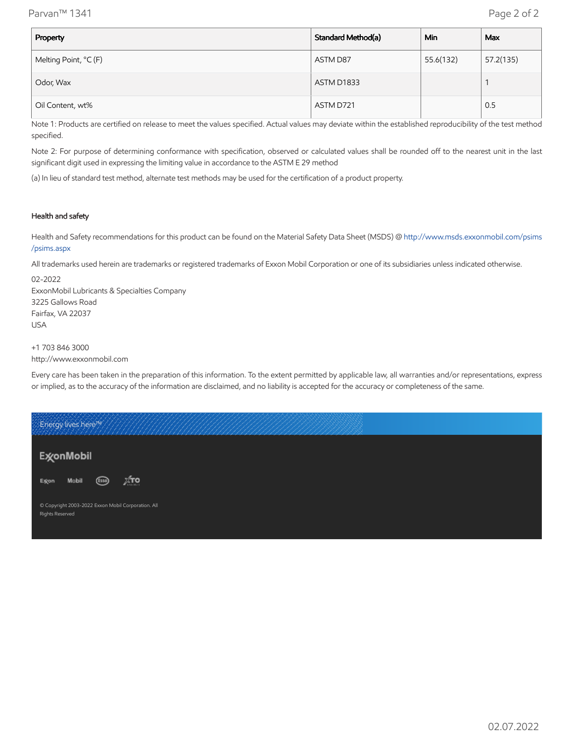| Property | Standard Method(a) | Min | Max |
|---|---|---|---|
| Melting Point, °C (F) | ASTM D87 | 55.6(132) | 57.2(135) |
| Odor, Wax | ASTM D1833 | | 1 |
| Oil Content, wt% | ASTM D721 | | 0.5 |

Note 1: Products are certified on release to meet the values specified. Actual values may deviate within the established reproducibility of the test method specified.

Note 2: For purpose of determining conformance with specification, observed or calculated values shall be rounded off to the nearest unit in the last significant digit used in expressing the limiting value in accordance to the ASTM E 29 method

(a) In lieu of standard test method, alternate test methods may be used for the certification of a product property.

#### Health and safety

Health and Safety recommendations for this product can be found on the Material Safety Data Sheet (MSDS) @ http://www.msds.exxonmobil.com/psims/psims.aspx

All trademarks used herein are trademarks or registered trademarks of Exxon Mobil Corporation or one of its subsidiaries unless indicated otherwise.

02-2022
ExxonMobil Lubricants & Specialties Company
3225 Gallows Road
Fairfax, VA 22037
USA

+1 703 846 3000
http://www.exxonmobil.com

Every care has been taken in the preparation of this information. To the extent permitted by applicable law, all warranties and/or representations, express or implied, as to the accuracy of the information are disclaimed, and no liability is accepted for the accuracy or completeness of the same.

Energy lives here™

ExxonMobil

Exxon Mobil Esso XTO

© Copyright 2003-2022 Exxon Mobil Corporation. All Rights Reserved